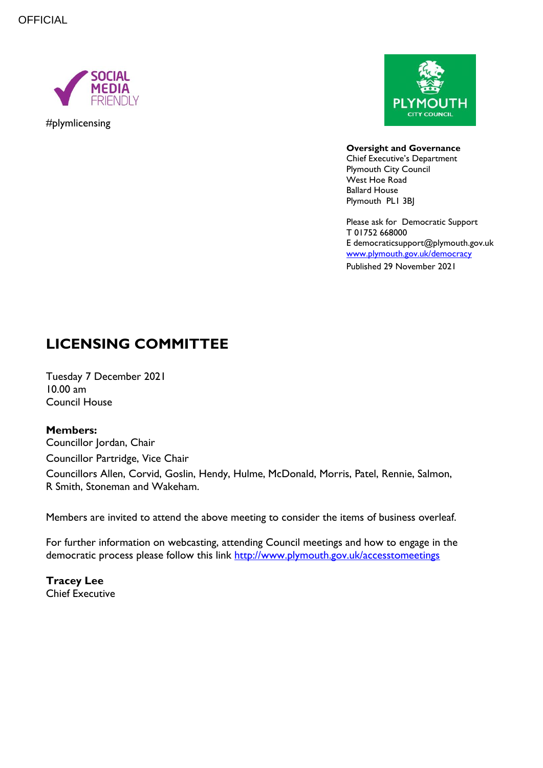OFFICIAL

SOCIAL MEDIA FRIENDLY

#plymlicensing

PLYMOUTH CITY COUNCIL

**Oversight and Governance**
Chief Executive's Department
Plymouth City Council
West Hoe Road
Ballard House
Plymouth PL1 3BJ

Please ask for Democratic Support
T 01752 668000
E democraticsupport@plymouth.gov.uk
[www.plymouth.gov.uk/democracy](www.plymouth.gov.uk/democracy)
Published 29 November 2021

# LICENSING COMMITTEE

Tuesday 7 December 2021
10.00 am
Council House

**Members:**
Councillor Jordan, Chair
Councillor Partridge, Vice Chair
Councillors Allen, Corvid, Goslin, Hendy, Hulme, McDonald, Morris, Patel, Rennie, Salmon, R Smith, Stoneman and Wakeham.

Members are invited to attend the above meeting to consider the items of business overleaf.

For further information on webcasting, attending Council meetings and how to engage in the democratic process please follow this link [http://www.plymouth.gov.uk/accesstomeetings](http://www.plymouth.gov.uk/accesstomeetings)

**Tracey Lee**
Chief Executive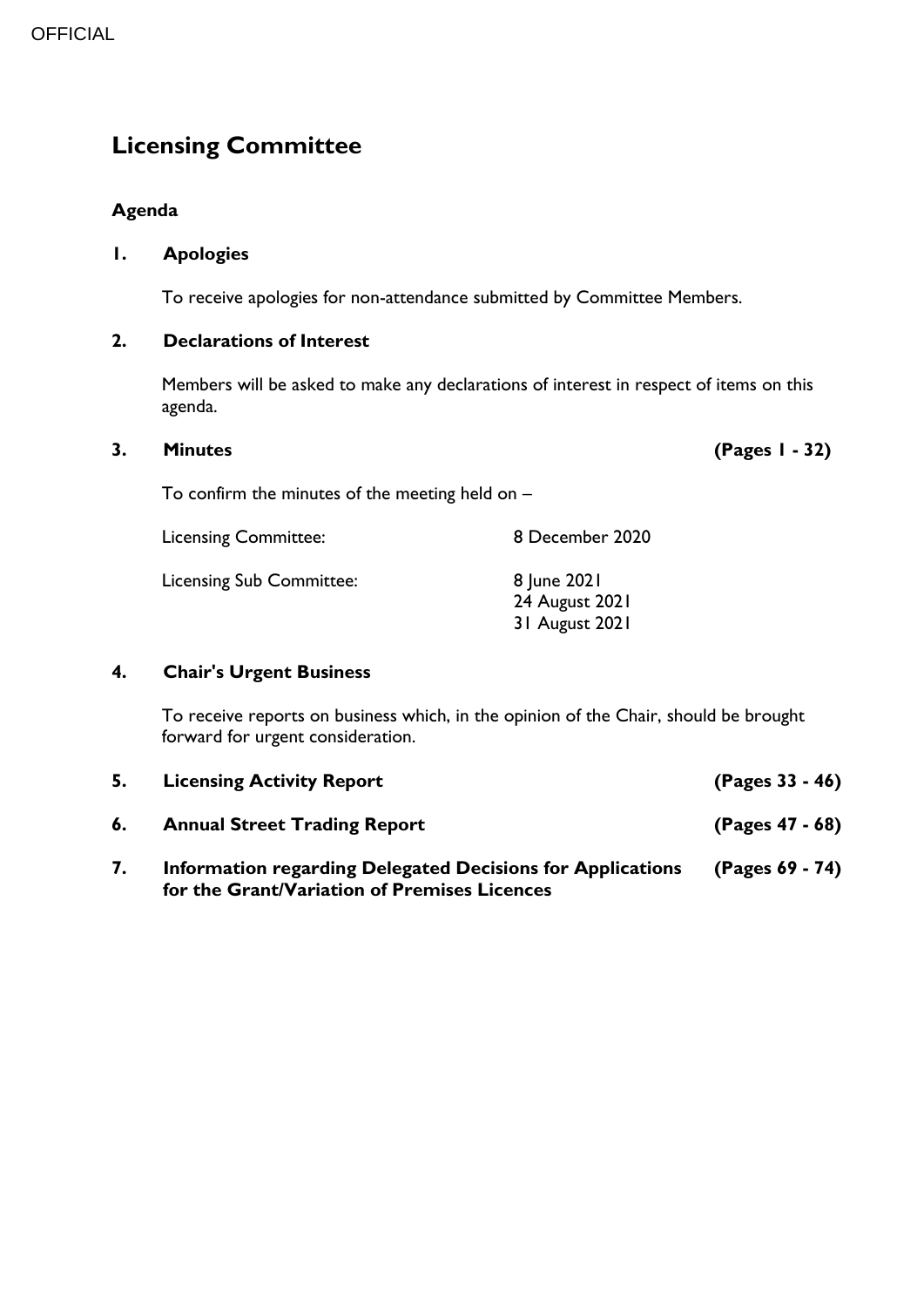OFFICIAL

# Licensing Committee

## Agenda

### 1. Apologies

To receive apologies for non-attendance submitted by Committee Members.

### 2. Declarations of Interest

Members will be asked to make any declarations of interest in respect of items on this agenda.

### 3. Minutes (Pages 1 - 32)

To confirm the minutes of the meeting held on –

| | |
|---|---|
| Licensing Committee: | 8 December 2020 |
| Licensing Sub Committee: | 8 June 2021<br>24 August 2021<br>31 August 2021 |

### 4. Chair's Urgent Business

To receive reports on business which, in the opinion of the Chair, should be brought forward for urgent consideration.

### 5. Licensing Activity Report (Pages 33 - 46)

### 6. Annual Street Trading Report (Pages 47 - 68)

### 7. Information regarding Delegated Decisions for Applications for the Grant/Variation of Premises Licences (Pages 69 - 74)